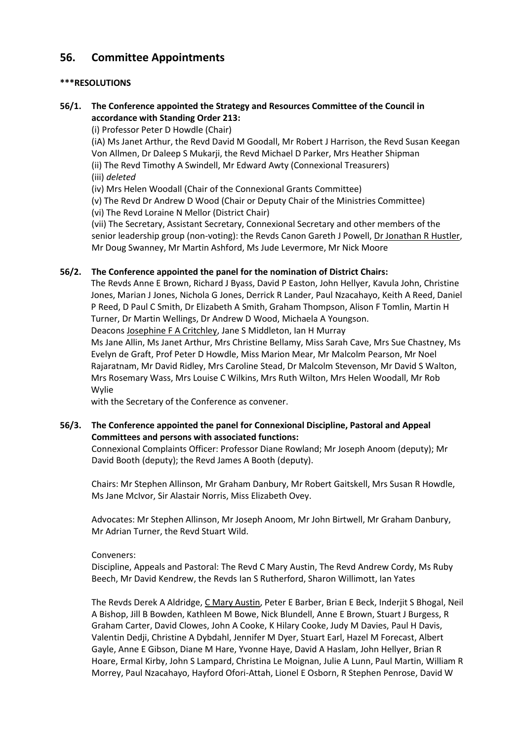## 56. Committee Appointments

**\*\*\*RESOLUTIONS**

**56/1. The Conference appointed the Strategy and Resources Committee of the Council in accordance with Standing Order 213:**

(i) Professor Peter D Howdle (Chair)
(iA) Ms Janet Arthur, the Revd David M Goodall, Mr Robert J Harrison, the Revd Susan Keegan Von Allmen, Dr Daleep S Mukarji, the Revd Michael D Parker, Mrs Heather Shipman
(ii) The Revd Timothy A Swindell, Mr Edward Awty (Connexional Treasurers)
(iii) *deleted*
(iv) Mrs Helen Woodall (Chair of the Connexional Grants Committee)
(v) The Revd Dr Andrew D Wood (Chair or Deputy Chair of the Ministries Committee)
(vi) The Revd Loraine N Mellor (District Chair)
(vii) The Secretary, Assistant Secretary, Connexional Secretary and other members of the senior leadership group (non-voting): the Revds Canon Gareth J Powell, <u>Dr Jonathan R Hustler</u>, Mr Doug Swanney, Mr Martin Ashford, Ms Jude Levermore, Mr Nick Moore

**56/2. The Conference appointed the panel for the nomination of District Chairs:**

The Revds Anne E Brown, Richard J Byass, David P Easton, John Hellyer, Kavula John, Christine Jones, Marian J Jones, Nichola G Jones, Derrick R Lander, Paul Nzacahayo, Keith A Reed, Daniel P Reed, D Paul C Smith, Dr Elizabeth A Smith, Graham Thompson, Alison F Tomlin, Martin H Turner, Dr Martin Wellings, Dr Andrew D Wood, Michaela A Youngson.
Deacons <u>Josephine F A Critchley</u>, Jane S Middleton, Ian H Murray
Ms Jane Allin, Ms Janet Arthur, Mrs Christine Bellamy, Miss Sarah Cave, Mrs Sue Chastney, Ms Evelyn de Graft, Prof Peter D Howdle, Miss Marion Mear, Mr Malcolm Pearson, Mr Noel Rajaratnam, Mr David Ridley, Mrs Caroline Stead, Dr Malcolm Stevenson, Mr David S Walton, Mrs Rosemary Wass, Mrs Louise C Wilkins, Mrs Ruth Wilton, Mrs Helen Woodall, Mr Rob Wylie
with the Secretary of the Conference as convener.

**56/3. The Conference appointed the panel for Connexional Discipline, Pastoral and Appeal Committees and persons with associated functions:**

Connexional Complaints Officer: Professor Diane Rowland; Mr Joseph Anoom (deputy); Mr David Booth (deputy); the Revd James A Booth (deputy).

Chairs: Mr Stephen Allinson, Mr Graham Danbury, Mr Robert Gaitskell, Mrs Susan R Howdle, Ms Jane McIvor, Sir Alastair Norris, Miss Elizabeth Ovey.

Advocates: Mr Stephen Allinson, Mr Joseph Anoom, Mr John Birtwell, Mr Graham Danbury, Mr Adrian Turner, the Revd Stuart Wild.

Conveners:
Discipline, Appeals and Pastoral: The Revd C Mary Austin, The Revd Andrew Cordy, Ms Ruby Beech, Mr David Kendrew, the Revds Ian S Rutherford, Sharon Willimott, Ian Yates

The Revds Derek A Aldridge, <u>C Mary Austin</u>, Peter E Barber, Brian E Beck, Inderjit S Bhogal, Neil A Bishop, Jill B Bowden, Kathleen M Bowe, Nick Blundell, Anne E Brown, Stuart J Burgess, R Graham Carter, David Clowes, John A Cooke, K Hilary Cooke, Judy M Davies, Paul H Davis, Valentin Dedji, Christine A Dybdahl, Jennifer M Dyer, Stuart Earl, Hazel M Forecast, Albert Gayle, Anne E Gibson, Diane M Hare, Yvonne Haye, David A Haslam, John Hellyer, Brian R Hoare, Ermal Kirby, John S Lampard, Christina Le Moignan, Julie A Lunn, Paul Martin, William R Morrey, Paul Nzacahayo, Hayford Ofori-Attah, Lionel E Osborn, R Stephen Penrose, David W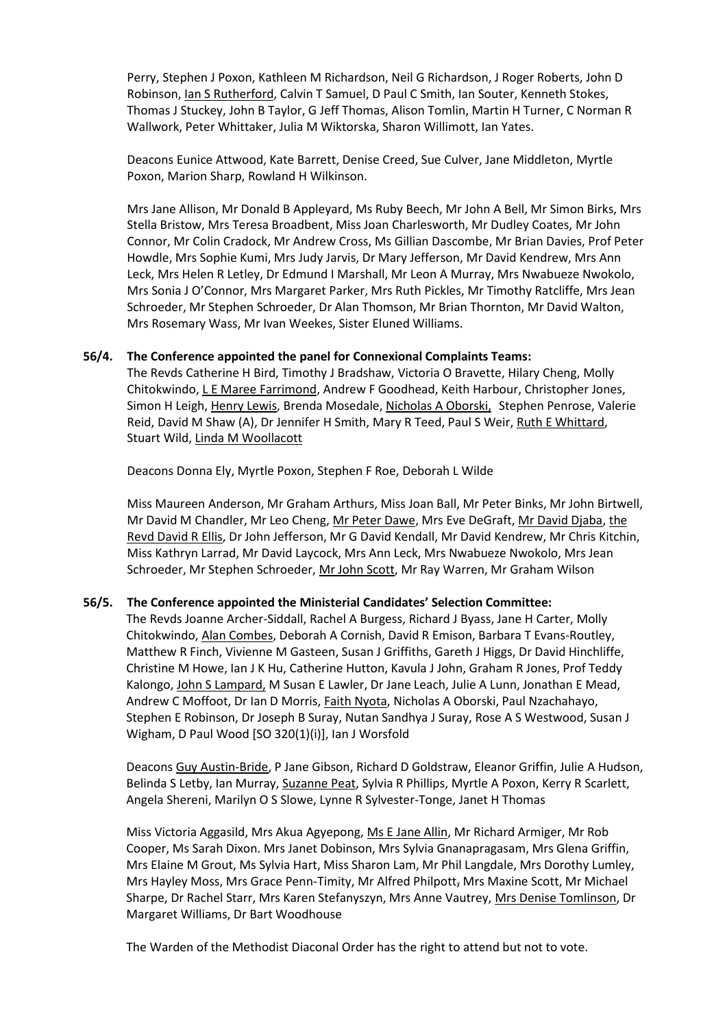Perry, Stephen J Poxon, Kathleen M Richardson, Neil G Richardson, J Roger Roberts, John D Robinson, Ian S Rutherford, Calvin T Samuel, D Paul C Smith, Ian Souter, Kenneth Stokes, Thomas J Stuckey, John B Taylor, G Jeff Thomas, Alison Tomlin, Martin H Turner, C Norman R Wallwork, Peter Whittaker, Julia M Wiktorska, Sharon Willimott, Ian Yates.

Deacons Eunice Attwood, Kate Barrett, Denise Creed, Sue Culver, Jane Middleton, Myrtle Poxon, Marion Sharp, Rowland H Wilkinson.

Mrs Jane Allison, Mr Donald B Appleyard, Ms Ruby Beech, Mr John A Bell, Mr Simon Birks, Mrs Stella Bristow, Mrs Teresa Broadbent, Miss Joan Charlesworth, Mr Dudley Coates, Mr John Connor, Mr Colin Cradock, Mr Andrew Cross, Ms Gillian Dascombe, Mr Brian Davies, Prof Peter Howdle, Mrs Sophie Kumi, Mrs Judy Jarvis, Dr Mary Jefferson, Mr David Kendrew, Mrs Ann Leck, Mrs Helen R Letley, Dr Edmund I Marshall, Mr Leon A Murray, Mrs Nwabueze Nwokolo, Mrs Sonia J O'Connor, Mrs Margaret Parker, Mrs Ruth Pickles, Mr Timothy Ratcliffe, Mrs Jean Schroeder, Mr Stephen Schroeder, Dr Alan Thomson, Mr Brian Thornton, Mr David Walton, Mrs Rosemary Wass, Mr Ivan Weekes, Sister Eluned Williams.

**56/4. The Conference appointed the panel for Connexional Complaints Teams:**

The Revds Catherine H Bird, Timothy J Bradshaw, Victoria O Bravette, Hilary Cheng, Molly Chitokwindo, L E Maree Farrimond, Andrew F Goodhead, Keith Harbour, Christopher Jones, Simon H Leigh, Henry Lewis, Brenda Mosedale, Nicholas A Oborski, Stephen Penrose, Valerie Reid, David M Shaw (A), Dr Jennifer H Smith, Mary R Teed, Paul S Weir, Ruth E Whittard, Stuart Wild, Linda M Woollacott

Deacons Donna Ely, Myrtle Poxon, Stephen F Roe, Deborah L Wilde

Miss Maureen Anderson, Mr Graham Arthurs, Miss Joan Ball, Mr Peter Binks, Mr John Birtwell, Mr David M Chandler, Mr Leo Cheng, Mr Peter Dawe, Mrs Eve DeGraft, Mr David Djaba, the Revd David R Ellis, Dr John Jefferson, Mr G David Kendall, Mr David Kendrew, Mr Chris Kitchin, Miss Kathryn Larrad, Mr David Laycock, Mrs Ann Leck, Mrs Nwabueze Nwokolo, Mrs Jean Schroeder, Mr Stephen Schroeder, Mr John Scott, Mr Ray Warren, Mr Graham Wilson

**56/5. The Conference appointed the Ministerial Candidates' Selection Committee:**

The Revds Joanne Archer-Siddall, Rachel A Burgess, Richard J Byass, Jane H Carter, Molly Chitokwindo, Alan Combes, Deborah A Cornish, David R Emison, Barbara T Evans-Routley, Matthew R Finch, Vivienne M Gasteen, Susan J Griffiths, Gareth J Higgs, Dr David Hinchliffe, Christine M Howe, Ian J K Hu, Catherine Hutton, Kavula J John, Graham R Jones, Prof Teddy Kalongo, John S Lampard, M Susan E Lawler, Dr Jane Leach, Julie A Lunn, Jonathan E Mead, Andrew C Moffoot, Dr Ian D Morris, Faith Nyota, Nicholas A Oborski, Paul Nzachahayo, Stephen E Robinson, Dr Joseph B Suray, Nutan Sandhya J Suray, Rose A S Westwood, Susan J Wigham, D Paul Wood [SO 320(1)(i)], Ian J Worsfold

Deacons Guy Austin-Bride, P Jane Gibson, Richard D Goldstraw, Eleanor Griffin, Julie A Hudson, Belinda S Letby, Ian Murray, Suzanne Peat, Sylvia R Phillips, Myrtle A Poxon, Kerry R Scarlett, Angela Shereni, Marilyn O S Slowe, Lynne R Sylvester-Tonge, Janet H Thomas

Miss Victoria Aggasild, Mrs Akua Agyepong, Ms E Jane Allin, Mr Richard Armiger, Mr Rob Cooper, Ms Sarah Dixon. Mrs Janet Dobinson, Mrs Sylvia Gnanapragasam, Mrs Glena Griffin, Mrs Elaine M Grout, Ms Sylvia Hart, Miss Sharon Lam, Mr Phil Langdale, Mrs Dorothy Lumley, Mrs Hayley Moss, Mrs Grace Penn-Timity, Mr Alfred Philpott, Mrs Maxine Scott, Mr Michael Sharpe, Dr Rachel Starr, Mrs Karen Stefanyszyn, Mrs Anne Vautrey, Mrs Denise Tomlinson, Dr Margaret Williams, Dr Bart Woodhouse

The Warden of the Methodist Diaconal Order has the right to attend but not to vote.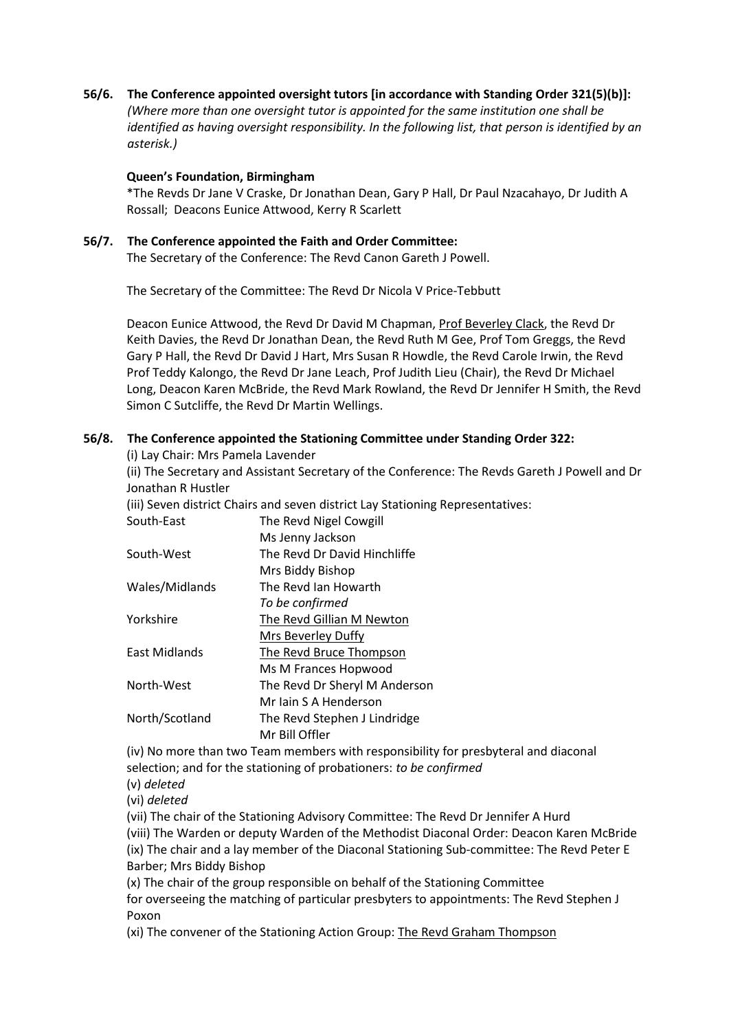**56/6. The Conference appointed oversight tutors [in accordance with Standing Order 321(5)(b)]:**

*(Where more than one oversight tutor is appointed for the same institution one shall be identified as having oversight responsibility. In the following list, that person is identified by an asterisk.)*

**Queen's Foundation, Birmingham**

*The Revds Dr Jane V Craske, Dr Jonathan Dean, Gary P Hall, Dr Paul Nzacahayo, Dr Judith A Rossall; Deacons Eunice Attwood, Kerry R Scarlett

**56/7. The Conference appointed the Faith and Order Committee:**

The Secretary of the Conference: The Revd Canon Gareth J Powell.

The Secretary of the Committee: The Revd Dr Nicola V Price-Tebbutt

Deacon Eunice Attwood, the Revd Dr David M Chapman, <u>Prof Beverley Clack</u>, the Revd Dr Keith Davies, the Revd Dr Jonathan Dean, the Revd Ruth M Gee, Prof Tom Greggs, the Revd Gary P Hall, the Revd Dr David J Hart, Mrs Susan R Howdle, the Revd Carole Irwin, the Revd Prof Teddy Kalongo, the Revd Dr Jane Leach, Prof Judith Lieu (Chair), the Revd Dr Michael Long, Deacon Karen McBride, the Revd Mark Rowland, the Revd Dr Jennifer H Smith, the Revd Simon C Sutcliffe, the Revd Dr Martin Wellings.

**56/8. The Conference appointed the Stationing Committee under Standing Order 322:**

(i) Lay Chair: Mrs Pamela Lavender

(ii) The Secretary and Assistant Secretary of the Conference: The Revds Gareth J Powell and Dr Jonathan R Hustler

(iii) Seven district Chairs and seven district Lay Stationing Representatives:

| | |
|---|---|
| South-East | The Revd Nigel Cowgill |
| | Ms Jenny Jackson |
| South-West | The Revd Dr David Hinchliffe |
| | Mrs Biddy Bishop |
| Wales/Midlands | The Revd Ian Howarth |
| | *To be confirmed* |
| Yorkshire | <u>The Revd Gillian M Newton</u> |
| | <u>Mrs Beverley Duffy</u> |
| East Midlands | <u>The Revd Bruce Thompson</u> |
| | Ms M Frances Hopwood |
| North-West | The Revd Dr Sheryl M Anderson |
| | Mr Iain S A Henderson |
| North/Scotland | The Revd Stephen J Lindridge |
| | Mr Bill Offler |

(iv) No more than two Team members with responsibility for presbyteral and diaconal selection; and for the stationing of probationers: *to be confirmed*

(v) *deleted*

(vi) *deleted*

(vii) The chair of the Stationing Advisory Committee: The Revd Dr Jennifer A Hurd

(viii) The Warden or deputy Warden of the Methodist Diaconal Order: Deacon Karen McBride

(ix) The chair and a lay member of the Diaconal Stationing Sub-committee: The Revd Peter E Barber; Mrs Biddy Bishop

(x) The chair of the group responsible on behalf of the Stationing Committee for overseeing the matching of particular presbyters to appointments: The Revd Stephen J Poxon

(xi) The convener of the Stationing Action Group: <u>The Revd Graham Thompson</u>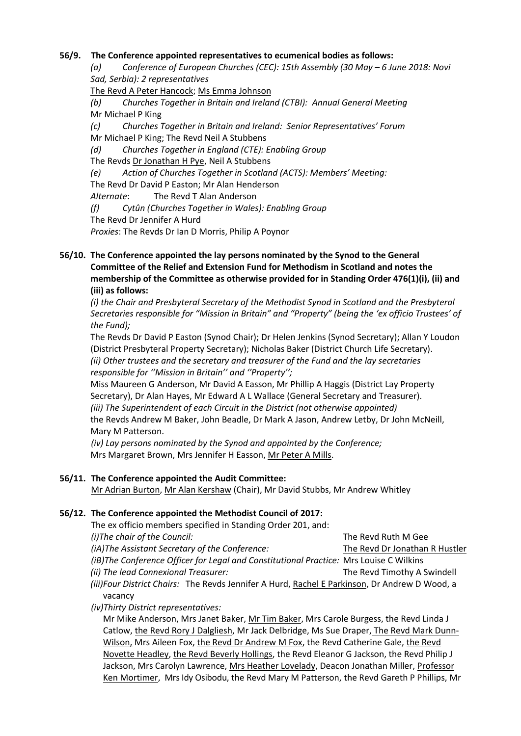**56/9. The Conference appointed representatives to ecumenical bodies as follows:**

*(a) Conference of European Churches (CEC): 15th Assembly (30 May – 6 June 2018: Novi Sad, Serbia): 2 representatives*

The Revd A Peter Hancock; Ms Emma Johnson

*(b) Churches Together in Britain and Ireland (CTBI): Annual General Meeting*

Mr Michael P King

*(c) Churches Together in Britain and Ireland: Senior Representatives' Forum*

Mr Michael P King; The Revd Neil A Stubbens

*(d) Churches Together in England (CTE): Enabling Group*

The Revds Dr Jonathan H Pye, Neil A Stubbens

*(e) Action of Churches Together in Scotland (ACTS): Members' Meeting:*

The Revd Dr David P Easton; Mr Alan Henderson

*Alternate*: The Revd T Alan Anderson

*(f) Cytûn (Churches Together in Wales): Enabling Group*

The Revd Dr Jennifer A Hurd

*Proxies*: The Revds Dr Ian D Morris, Philip A Poynor

**56/10. The Conference appointed the lay persons nominated by the Synod to the General Committee of the Relief and Extension Fund for Methodism in Scotland and notes the membership of the Committee as otherwise provided for in Standing Order 476(1)(i), (ii) and (iii) as follows:**

*(i) the Chair and Presbyteral Secretary of the Methodist Synod in Scotland and the Presbyteral Secretaries responsible for "Mission in Britain" and "Property" (being the 'ex officio Trustees' of the Fund);*

The Revds Dr David P Easton (Synod Chair); Dr Helen Jenkins (Synod Secretary); Allan Y Loudon (District Presbyteral Property Secretary); Nicholas Baker (District Church Life Secretary).

*(ii) Other trustees and the secretary and treasurer of the Fund and the lay secretaries responsible for ''Mission in Britain'' and ''Property'';*

Miss Maureen G Anderson, Mr David A Easson, Mr Phillip A Haggis (District Lay Property Secretary), Dr Alan Hayes, Mr Edward A L Wallace (General Secretary and Treasurer).

*(iii) The Superintendent of each Circuit in the District (not otherwise appointed)*

the Revds Andrew M Baker, John Beadle, Dr Mark A Jason, Andrew Letby, Dr John McNeill, Mary M Patterson.

*(iv) Lay persons nominated by the Synod and appointed by the Conference;*

Mrs Margaret Brown, Mrs Jennifer H Easson, Mr Peter A Mills.

**56/11. The Conference appointed the Audit Committee:**

Mr Adrian Burton, Mr Alan Kershaw (Chair), Mr David Stubbs, Mr Andrew Whitley

**56/12. The Conference appointed the Methodist Council of 2017:**

The ex officio members specified in Standing Order 201, and:

*(i)The chair of the Council:* The Revd Ruth M Gee

*(iA)The Assistant Secretary of the Conference:* The Revd Dr Jonathan R Hustler

*(iB)The Conference Officer for Legal and Constitutional Practice:* Mrs Louise C Wilkins

*(ii) The lead Connexional Treasurer:* The Revd Timothy A Swindell

*(iii)Four District Chairs:* The Revds Jennifer A Hurd, Rachel E Parkinson, Dr Andrew D Wood, a vacancy

*(iv)Thirty District representatives:*

Mr Mike Anderson, Mrs Janet Baker, Mr Tim Baker, Mrs Carole Burgess, the Revd Linda J Catlow, the Revd Rory J Dalgliesh, Mr Jack Delbridge, Ms Sue Draper, The Revd Mark Dunn-Wilson, Mrs Aileen Fox, the Revd Dr Andrew M Fox, the Revd Catherine Gale, the Revd Novette Headley, the Revd Beverly Hollings, the Revd Eleanor G Jackson, the Revd Philip J Jackson, Mrs Carolyn Lawrence, Mrs Heather Lovelady, Deacon Jonathan Miller, Professor Ken Mortimer, Mrs Idy Osibodu, the Revd Mary M Patterson, the Revd Gareth P Phillips, Mr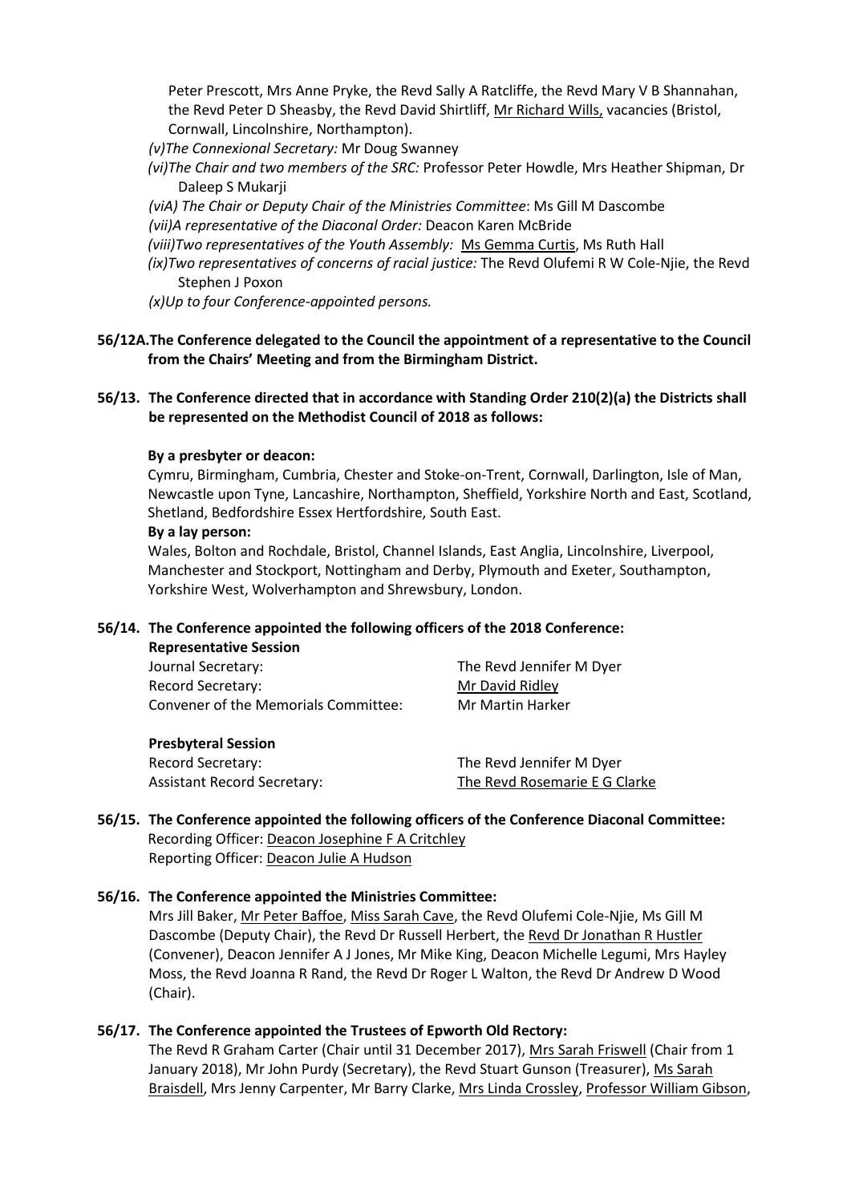Peter Prescott, Mrs Anne Pryke, the Revd Sally A Ratcliffe, the Revd Mary V B Shannahan, the Revd Peter D Sheasby, the Revd David Shirtliff, Mr Richard Wills, vacancies (Bristol, Cornwall, Lincolnshire, Northampton).

*(v)The Connexional Secretary:* Mr Doug Swanney

*(vi)The Chair and two members of the SRC:* Professor Peter Howdle, Mrs Heather Shipman, Dr Daleep S Mukarji

*(viA) The Chair or Deputy Chair of the Ministries Committee*: Ms Gill M Dascombe

*(vii)A representative of the Diaconal Order:* Deacon Karen McBride

*(viii)Two representatives of the Youth Assembly:* Ms Gemma Curtis, Ms Ruth Hall

*(ix)Two representatives of concerns of racial justice:* The Revd Olufemi R W Cole-Njie, the Revd Stephen J Poxon

*(x)Up to four Conference-appointed persons.*

**56/12A.The Conference delegated to the Council the appointment of a representative to the Council from the Chairs' Meeting and from the Birmingham District.**

**56/13. The Conference directed that in accordance with Standing Order 210(2)(a) the Districts shall be represented on the Methodist Council of 2018 as follows:**

**By a presbyter or deacon:**

Cymru, Birmingham, Cumbria, Chester and Stoke-on-Trent, Cornwall, Darlington, Isle of Man, Newcastle upon Tyne, Lancashire, Northampton, Sheffield, Yorkshire North and East, Scotland, Shetland, Bedfordshire Essex Hertfordshire, South East.

**By a lay person:**

Wales, Bolton and Rochdale, Bristol, Channel Islands, East Anglia, Lincolnshire, Liverpool, Manchester and Stockport, Nottingham and Derby, Plymouth and Exeter, Southampton, Yorkshire West, Wolverhampton and Shrewsbury, London.

**56/14. The Conference appointed the following officers of the 2018 Conference:**

**Representative Session**

| | |
|---|---|
| Journal Secretary: | The Revd Jennifer M Dyer |
| Record Secretary: | Mr David Ridley |
| Convener of the Memorials Committee: | Mr Martin Harker |

**Presbyteral Session**

| | |
|---|---|
| Record Secretary: | The Revd Jennifer M Dyer |
| Assistant Record Secretary: | The Revd Rosemarie E G Clarke |

**56/15. The Conference appointed the following officers of the Conference Diaconal Committee:**

Recording Officer: Deacon Josephine F A Critchley
Reporting Officer: Deacon Julie A Hudson

**56/16. The Conference appointed the Ministries Committee:**

Mrs Jill Baker, Mr Peter Baffoe, Miss Sarah Cave, the Revd Olufemi Cole-Njie, Ms Gill M Dascombe (Deputy Chair), the Revd Dr Russell Herbert, the Revd Dr Jonathan R Hustler (Convener), Deacon Jennifer A J Jones, Mr Mike King, Deacon Michelle Legumi, Mrs Hayley Moss, the Revd Joanna R Rand, the Revd Dr Roger L Walton, the Revd Dr Andrew D Wood (Chair).

**56/17. The Conference appointed the Trustees of Epworth Old Rectory:**

The Revd R Graham Carter (Chair until 31 December 2017), Mrs Sarah Friswell (Chair from 1 January 2018), Mr John Purdy (Secretary), the Revd Stuart Gunson (Treasurer), Ms Sarah Braisdell, Mrs Jenny Carpenter, Mr Barry Clarke, Mrs Linda Crossley, Professor William Gibson,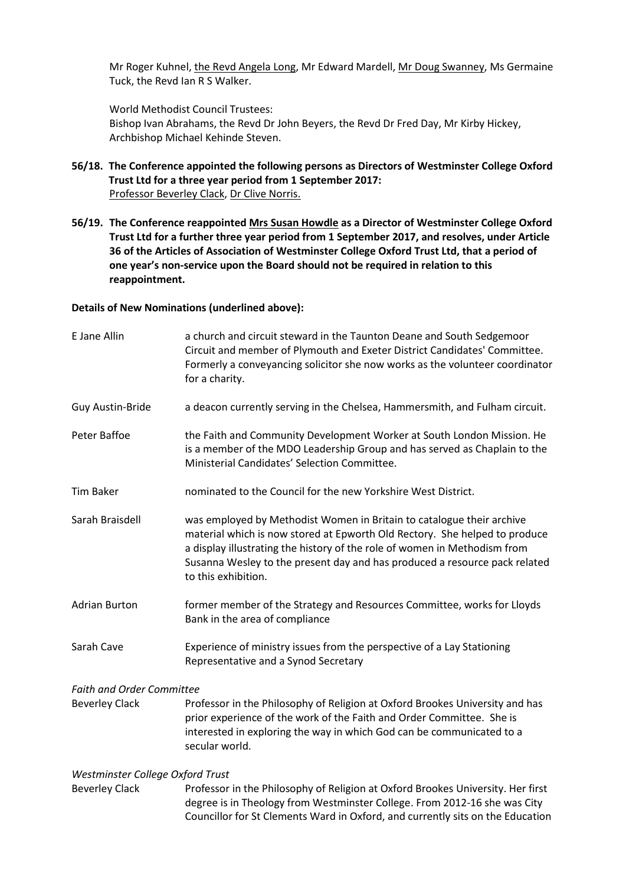Mr Roger Kuhnel, the Revd Angela Long, Mr Edward Mardell, Mr Doug Swanney, Ms Germaine Tuck, the Revd Ian R S Walker.

World Methodist Council Trustees:
Bishop Ivan Abrahams, the Revd Dr John Beyers, the Revd Dr Fred Day, Mr Kirby Hickey, Archbishop Michael Kehinde Steven.

**56/18. The Conference appointed the following persons as Directors of Westminster College Oxford Trust Ltd for a three year period from 1 September 2017:**
Professor Beverley Clack, Dr Clive Norris.

**56/19. The Conference reappointed Mrs Susan Howdle as a Director of Westminster College Oxford Trust Ltd for a further three year period from 1 September 2017, and resolves, under Article 36 of the Articles of Association of Westminster College Oxford Trust Ltd, that a period of one year's non-service upon the Board should not be required in relation to this reappointment.**

**Details of New Nominations (underlined above):**

| | |
|---|---|
| E Jane Allin | a church and circuit steward in the Taunton Deane and South Sedgemoor Circuit and member of Plymouth and Exeter District Candidates' Committee. Formerly a conveyancing solicitor she now works as the volunteer coordinator for a charity. |
| Guy Austin-Bride | a deacon currently serving in the Chelsea, Hammersmith, and Fulham circuit. |
| Peter Baffoe | the Faith and Community Development Worker at South London Mission. He is a member of the MDO Leadership Group and has served as Chaplain to the Ministerial Candidates' Selection Committee. |
| Tim Baker | nominated to the Council for the new Yorkshire West District. |
| Sarah Braisdell | was employed by Methodist Women in Britain to catalogue their archive material which is now stored at Epworth Old Rectory. She helped to produce a display illustrating the history of the role of women in Methodism from Susanna Wesley to the present day and has produced a resource pack related to this exhibition. |
| Adrian Burton | former member of the Strategy and Resources Committee, works for Lloyds Bank in the area of compliance |
| Sarah Cave | Experience of ministry issues from the perspective of a Lay Stationing Representative and a Synod Secretary |

*Faith and Order Committee*

| | |
|---|---|
| Beverley Clack | Professor in the Philosophy of Religion at Oxford Brookes University and has prior experience of the work of the Faith and Order Committee. She is interested in exploring the way in which God can be communicated to a secular world. |

*Westminster College Oxford Trust*

| | |
|---|---|
| Beverley Clack | Professor in the Philosophy of Religion at Oxford Brookes University. Her first degree is in Theology from Westminster College. From 2012-16 she was City Councillor for St Clements Ward in Oxford, and currently sits on the Education |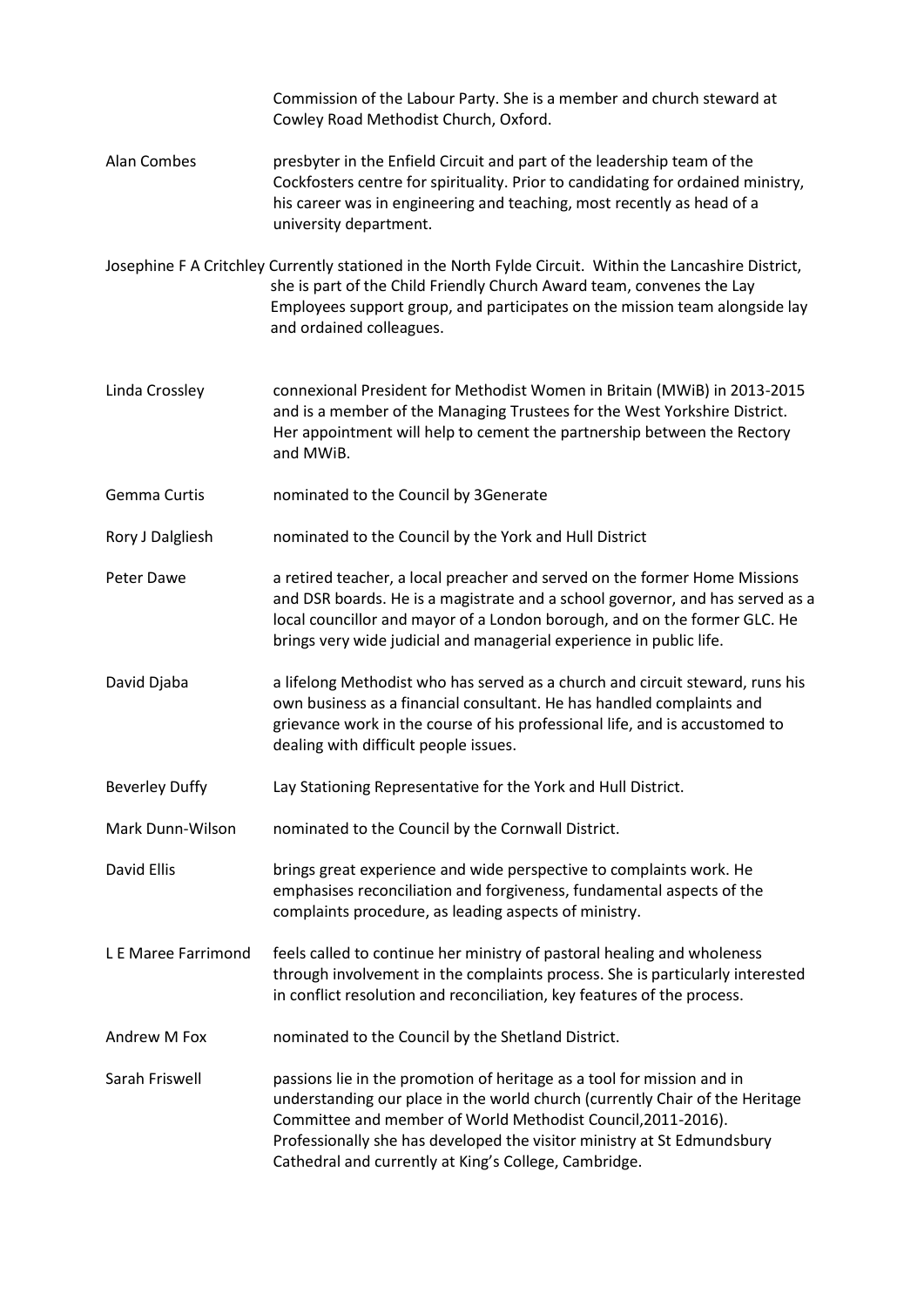Commission of the Labour Party. She is a member and church steward at Cowley Road Methodist Church, Oxford.

| | |
|---|---|
| Alan Combes | presbyter in the Enfield Circuit and part of the leadership team of the Cockfosters centre for spirituality. Prior to candidating for ordained ministry, his career was in engineering and teaching, most recently as head of a university department. |
| Josephine F A Critchley | Currently stationed in the North Fylde Circuit. Within the Lancashire District, she is part of the Child Friendly Church Award team, convenes the Lay Employees support group, and participates on the mission team alongside lay and ordained colleagues. |
| Linda Crossley | connexional President for Methodist Women in Britain (MWiB) in 2013-2015 and is a member of the Managing Trustees for the West Yorkshire District. Her appointment will help to cement the partnership between the Rectory and MWiB. |
| Gemma Curtis | nominated to the Council by 3Generate |
| Rory J Dalgliesh | nominated to the Council by the York and Hull District |
| Peter Dawe | a retired teacher, a local preacher and served on the former Home Missions and DSR boards. He is a magistrate and a school governor, and has served as a local councillor and mayor of a London borough, and on the former GLC. He brings very wide judicial and managerial experience in public life. |
| David Djaba | a lifelong Methodist who has served as a church and circuit steward, runs his own business as a financial consultant. He has handled complaints and grievance work in the course of his professional life, and is accustomed to dealing with difficult people issues. |
| Beverley Duffy | Lay Stationing Representative for the York and Hull District. |
| Mark Dunn-Wilson | nominated to the Council by the Cornwall District. |
| David Ellis | brings great experience and wide perspective to complaints work. He emphasises reconciliation and forgiveness, fundamental aspects of the complaints procedure, as leading aspects of ministry. |
| L E Maree Farrimond | feels called to continue her ministry of pastoral healing and wholeness through involvement in the complaints process. She is particularly interested in conflict resolution and reconciliation, key features of the process. |
| Andrew M Fox | nominated to the Council by the Shetland District. |
| Sarah Friswell | passions lie in the promotion of heritage as a tool for mission and in understanding our place in the world church (currently Chair of the Heritage Committee and member of World Methodist Council,2011-2016). Professionally she has developed the visitor ministry at St Edmundsbury Cathedral and currently at King's College, Cambridge. |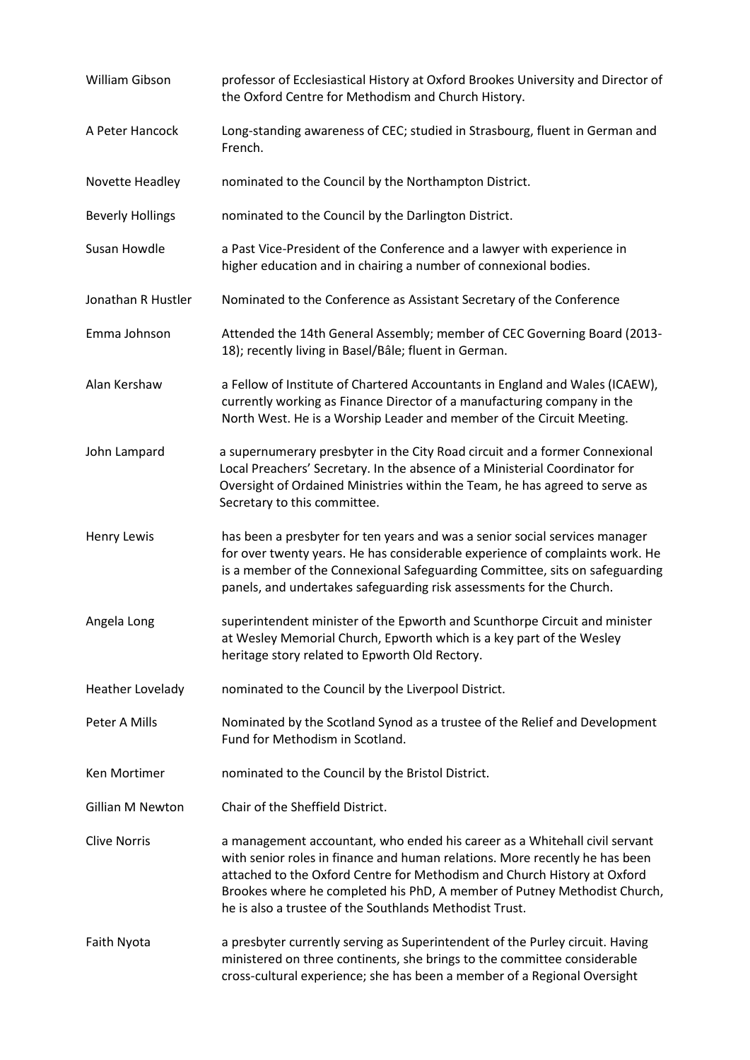| | |
|---|---|
| William Gibson | professor of Ecclesiastical History at Oxford Brookes University and Director of the Oxford Centre for Methodism and Church History. |
| A Peter Hancock | Long-standing awareness of CEC; studied in Strasbourg, fluent in German and French. |
| Novette Headley | nominated to the Council by the Northampton District. |
| Beverly Hollings | nominated to the Council by the Darlington District. |
| Susan Howdle | a Past Vice-President of the Conference and a lawyer with experience in higher education and in chairing a number of connexional bodies. |
| Jonathan R Hustler | Nominated to the Conference as Assistant Secretary of the Conference |
| Emma Johnson | Attended the 14th General Assembly; member of CEC Governing Board (2013-18); recently living in Basel/Bâle; fluent in German. |
| Alan Kershaw | a Fellow of Institute of Chartered Accountants in England and Wales (ICAEW), currently working as Finance Director of a manufacturing company in the North West. He is a Worship Leader and member of the Circuit Meeting. |
| John Lampard | a supernumerary presbyter in the City Road circuit and a former Connexional Local Preachers' Secretary. In the absence of a Ministerial Coordinator for Oversight of Ordained Ministries within the Team, he has agreed to serve as Secretary to this committee. |
| Henry Lewis | has been a presbyter for ten years and was a senior social services manager for over twenty years. He has considerable experience of complaints work. He is a member of the Connexional Safeguarding Committee, sits on safeguarding panels, and undertakes safeguarding risk assessments for the Church. |
| Angela Long | superintendent minister of the Epworth and Scunthorpe Circuit and minister at Wesley Memorial Church, Epworth which is a key part of the Wesley heritage story related to Epworth Old Rectory. |
| Heather Lovelady | nominated to the Council by the Liverpool District. |
| Peter A Mills | Nominated by the Scotland Synod as a trustee of the Relief and Development Fund for Methodism in Scotland. |
| Ken Mortimer | nominated to the Council by the Bristol District. |
| Gillian M Newton | Chair of the Sheffield District. |
| Clive Norris | a management accountant, who ended his career as a Whitehall civil servant with senior roles in finance and human relations. More recently he has been attached to the Oxford Centre for Methodism and Church History at Oxford Brookes where he completed his PhD, A member of Putney Methodist Church, he is also a trustee of the Southlands Methodist Trust. |
| Faith Nyota | a presbyter currently serving as Superintendent of the Purley circuit. Having ministered on three continents, she brings to the committee considerable cross-cultural experience; she has been a member of a Regional Oversight |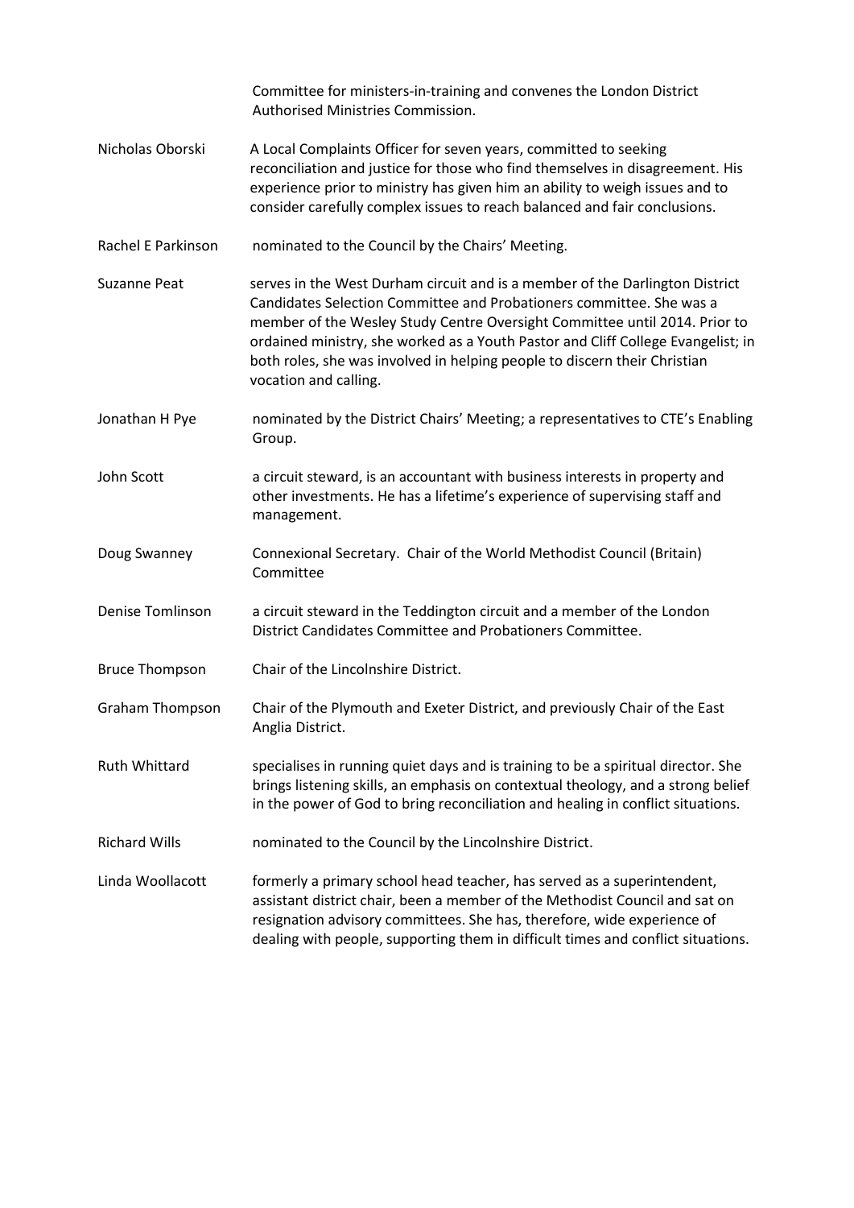| | |
|---|---|
| | Committee for ministers-in-training and convenes the London District Authorised Ministries Commission. |
| Nicholas Oborski | A Local Complaints Officer for seven years, committed to seeking reconciliation and justice for those who find themselves in disagreement. His experience prior to ministry has given him an ability to weigh issues and to consider carefully complex issues to reach balanced and fair conclusions. |
| Rachel E Parkinson | nominated to the Council by the Chairs' Meeting. |
| Suzanne Peat | serves in the West Durham circuit and is a member of the Darlington District Candidates Selection Committee and Probationers committee. She was a member of the Wesley Study Centre Oversight Committee until 2014. Prior to ordained ministry, she worked as a Youth Pastor and Cliff College Evangelist; in both roles, she was involved in helping people to discern their Christian vocation and calling. |
| Jonathan H Pye | nominated by the District Chairs' Meeting; a representatives to CTE's Enabling Group. |
| John Scott | a circuit steward, is an accountant with business interests in property and other investments. He has a lifetime's experience of supervising staff and management. |
| Doug Swanney | Connexional Secretary. Chair of the World Methodist Council (Britain) Committee |
| Denise Tomlinson | a circuit steward in the Teddington circuit and a member of the London District Candidates Committee and Probationers Committee. |
| Bruce Thompson | Chair of the Lincolnshire District. |
| Graham Thompson | Chair of the Plymouth and Exeter District, and previously Chair of the East Anglia District. |
| Ruth Whittard | specialises in running quiet days and is training to be a spiritual director. She brings listening skills, an emphasis on contextual theology, and a strong belief in the power of God to bring reconciliation and healing in conflict situations. |
| Richard Wills | nominated to the Council by the Lincolnshire District. |
| Linda Woollacott | formerly a primary school head teacher, has served as a superintendent, assistant district chair, been a member of the Methodist Council and sat on resignation advisory committees. She has, therefore, wide experience of dealing with people, supporting them in difficult times and conflict situations. |